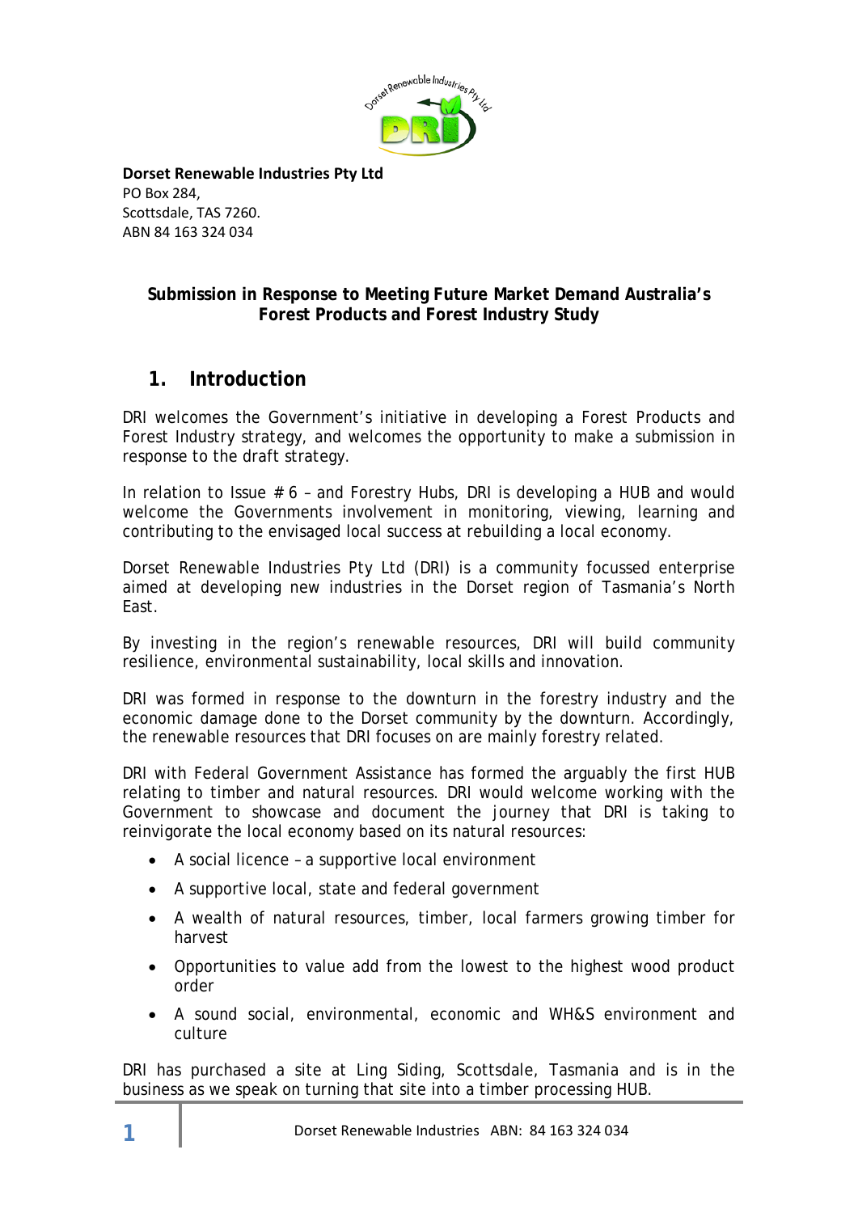**Dorset Renewable Industries Pty Ltd**
PO Box 284,
Scottsdale, TAS 7260.
ABN 84 163 324 034

**Submission in Response to Meeting Future Market Demand Australia's Forest Products and Forest Industry Study**

## 1. Introduction

DRI welcomes the Government's initiative in developing a Forest Products and Forest Industry strategy, and welcomes the opportunity to make a submission in response to the draft strategy.

In relation to Issue # 6 – and Forestry Hubs, DRI is developing a HUB and would welcome the Governments involvement in monitoring, viewing, learning and contributing to the envisaged local success at rebuilding a local economy.

Dorset Renewable Industries Pty Ltd (DRI) is a community focussed enterprise aimed at developing new industries in the Dorset region of Tasmania's North East.

By investing in the region's renewable resources, DRI will build community resilience, environmental sustainability, local skills and innovation.

DRI was formed in response to the downturn in the forestry industry and the economic damage done to the Dorset community by the downturn. Accordingly, the renewable resources that DRI focuses on are mainly forestry related.

DRI with Federal Government Assistance has formed the arguably the first HUB relating to timber and natural resources. DRI would welcome working with the Government to showcase and document the journey that DRI is taking to reinvigorate the local economy based on its natural resources:

- A social licence – a supportive local environment
- A supportive local, state and federal government
- A wealth of natural resources, timber, local farmers growing timber for harvest
- Opportunities to value add from the lowest to the highest wood product order
- A sound social, environmental, economic and WH&S environment and culture

DRI has purchased a site at Ling Siding, Scottsdale, Tasmania and is in the business as we speak on turning that site into a timber processing HUB.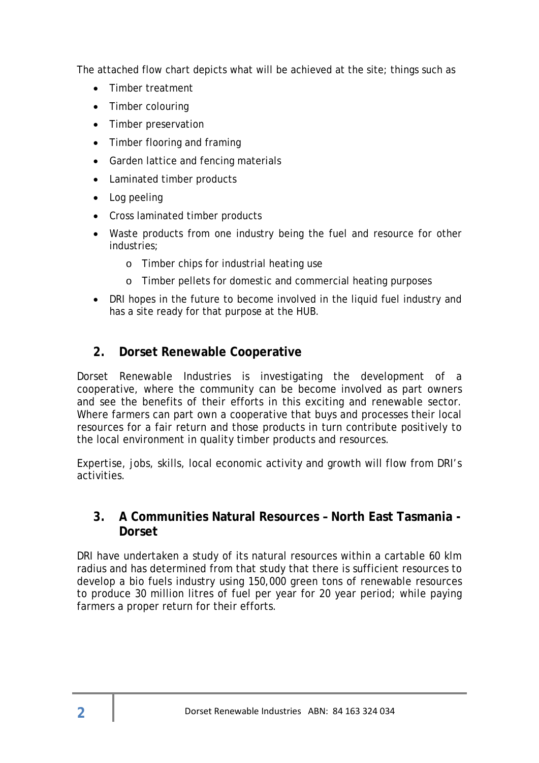The attached flow chart depicts what will be achieved at the site; things such as

- Timber treatment
- Timber colouring
- Timber preservation
- Timber flooring and framing
- Garden lattice and fencing materials
- Laminated timber products
- Log peeling
- Cross laminated timber products
- Waste products from one industry being the fuel and resource for other industries;
    - Timber chips for industrial heating use
    - Timber pellets for domestic and commercial heating purposes
- DRI hopes in the future to become involved in the liquid fuel industry and has a site ready for that purpose at the HUB.

## 2. Dorset Renewable Cooperative

Dorset Renewable Industries is investigating the development of a cooperative, where the community can be become involved as part owners and see the benefits of their efforts in this exciting and renewable sector. Where farmers can part own a cooperative that buys and processes their local resources for a fair return and those products in turn contribute positively to the local environment in quality timber products and resources.

Expertise, jobs, skills, local economic activity and growth will flow from DRI's activities.

## 3. A Communities Natural Resources – North East Tasmania - Dorset

DRI have undertaken a study of its natural resources within a cartable 60 klm radius and has determined from that study that there is sufficient resources to develop a bio fuels industry using 150,000 green tons of renewable resources to produce 30 million litres of fuel per year for 20 year period; while paying farmers a proper return for their efforts.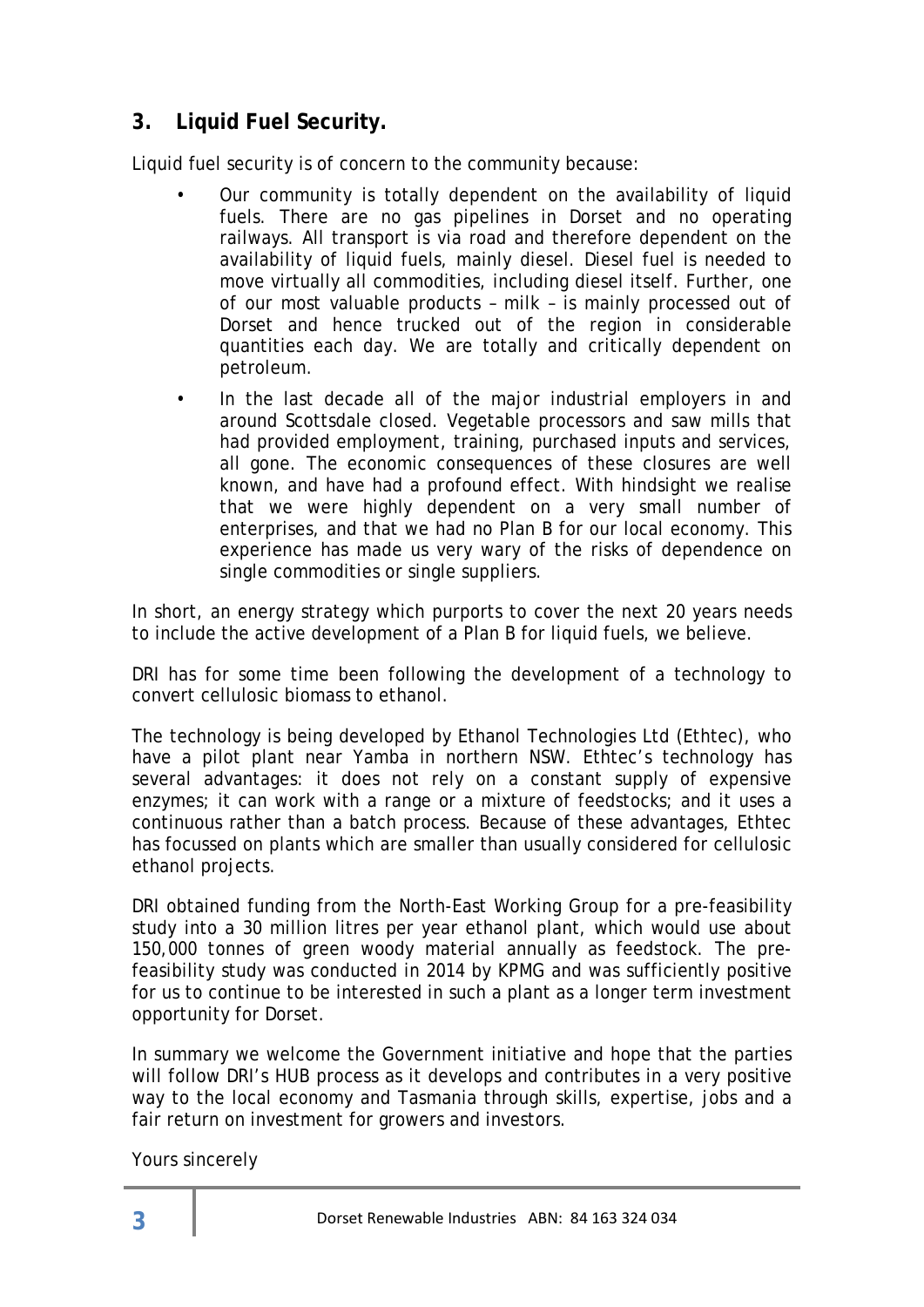## 3. Liquid Fuel Security.

Liquid fuel security is of concern to the community because:

- Our community is totally dependent on the availability of liquid fuels. There are no gas pipelines in Dorset and no operating railways. All transport is via road and therefore dependent on the availability of liquid fuels, mainly diesel. Diesel fuel is needed to move virtually all commodities, including diesel itself. Further, one of our most valuable products – milk – is mainly processed out of Dorset and hence trucked out of the region in considerable quantities each day. We are totally and critically dependent on petroleum.
- In the last decade all of the major industrial employers in and around Scottsdale closed. Vegetable processors and saw mills that had provided employment, training, purchased inputs and services, all gone. The economic consequences of these closures are well known, and have had a profound effect. With hindsight we realise that we were highly dependent on a very small number of enterprises, and that we had no Plan B for our local economy. This experience has made us very wary of the risks of dependence on single commodities or single suppliers.

In short, an energy strategy which purports to cover the next 20 years needs to include the active development of a Plan B for liquid fuels, we believe.

DRI has for some time been following the development of a technology to convert cellulosic biomass to ethanol.

The technology is being developed by Ethanol Technologies Ltd (Ethtec), who have a pilot plant near Yamba in northern NSW. Ethtec's technology has several advantages: it does not rely on a constant supply of expensive enzymes; it can work with a range or a mixture of feedstocks; and it uses a continuous rather than a batch process. Because of these advantages, Ethtec has focussed on plants which are smaller than usually considered for cellulosic ethanol projects.

DRI obtained funding from the North-East Working Group for a pre-feasibility study into a 30 million litres per year ethanol plant, which would use about 150,000 tonnes of green woody material annually as feedstock. The pre-feasibility study was conducted in 2014 by KPMG and was sufficiently positive for us to continue to be interested in such a plant as a longer term investment opportunity for Dorset.

In summary we welcome the Government initiative and hope that the parties will follow DRI's HUB process as it develops and contributes in a very positive way to the local economy and Tasmania through skills, expertise, jobs and a fair return on investment for growers and investors.

Yours sincerely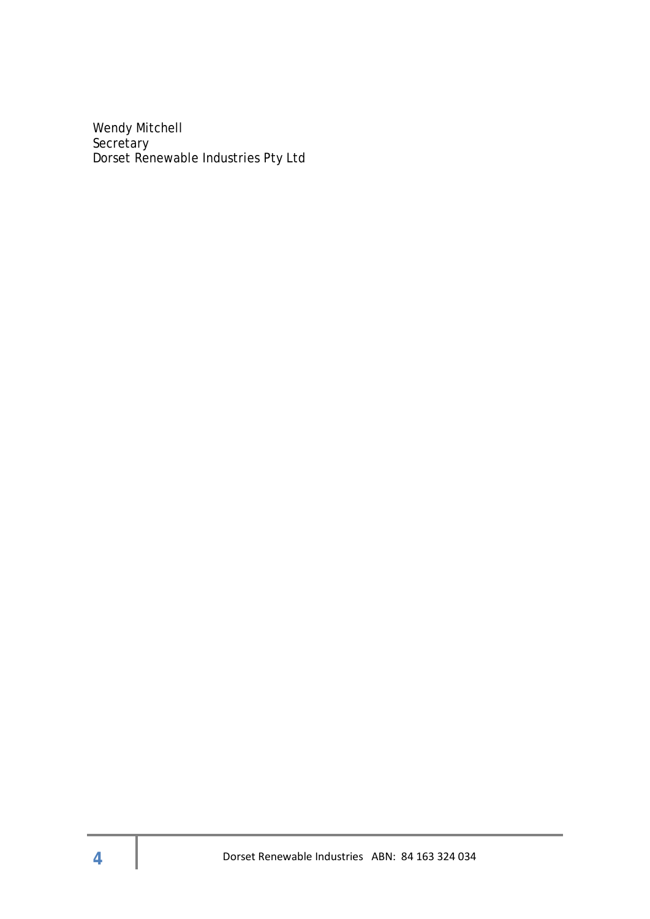Wendy Mitchell
Secretary
Dorset Renewable Industries Pty Ltd